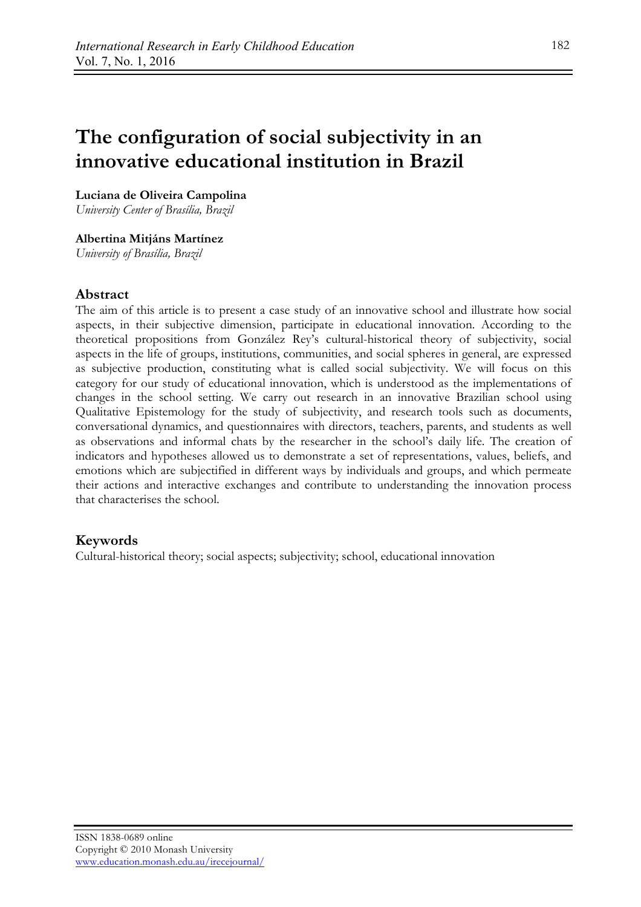# The configuration of social subjectivity in an innovative educational institution in Brazil

**Luciana de Oliveira Campolina**
*University Center of Brasília, Brazil*

**Albertina Mitjáns Martínez**
*University of Brasília, Brazil*

## Abstract

The aim of this article is to present a case study of an innovative school and illustrate how social aspects, in their subjective dimension, participate in educational innovation. According to the theoretical propositions from González Rey's cultural-historical theory of subjectivity, social aspects in the life of groups, institutions, communities, and social spheres in general, are expressed as subjective production, constituting what is called social subjectivity. We will focus on this category for our study of educational innovation, which is understood as the implementations of changes in the school setting. We carry out research in an innovative Brazilian school using Qualitative Epistemology for the study of subjectivity, and research tools such as documents, conversational dynamics, and questionnaires with directors, teachers, parents, and students as well as observations and informal chats by the researcher in the school's daily life. The creation of indicators and hypotheses allowed us to demonstrate a set of representations, values, beliefs, and emotions which are subjectified in different ways by individuals and groups, and which permeate their actions and interactive exchanges and contribute to understanding the innovation process that characterises the school.

## Keywords

Cultural-historical theory; social aspects; subjectivity; school, educational innovation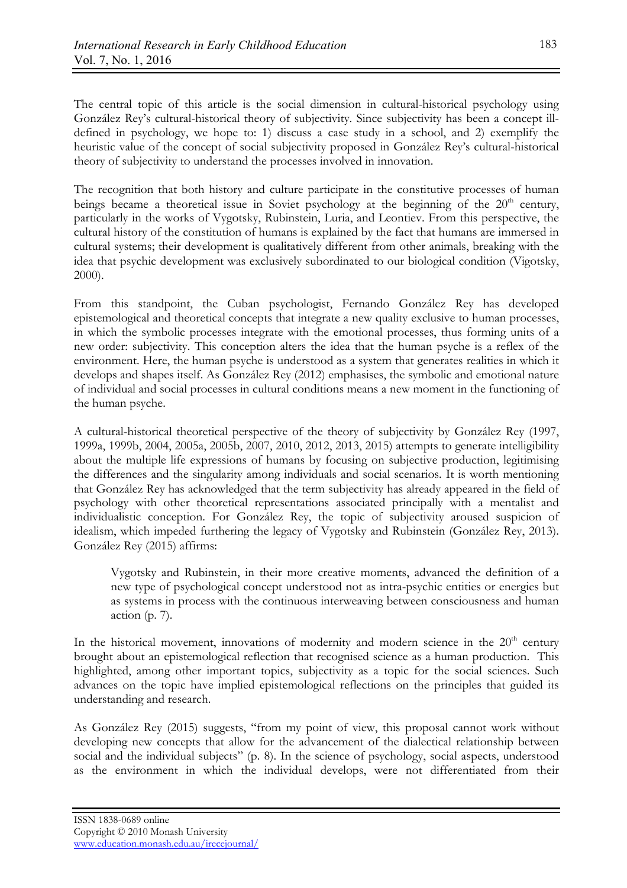The central topic of this article is the social dimension in cultural-historical psychology using González Rey's cultural-historical theory of subjectivity. Since subjectivity has been a concept ill-defined in psychology, we hope to: 1) discuss a case study in a school, and 2) exemplify the heuristic value of the concept of social subjectivity proposed in González Rey's cultural-historical theory of subjectivity to understand the processes involved in innovation.

The recognition that both history and culture participate in the constitutive processes of human beings became a theoretical issue in Soviet psychology at the beginning of the 20th century, particularly in the works of Vygotsky, Rubinstein, Luria, and Leontiev. From this perspective, the cultural history of the constitution of humans is explained by the fact that humans are immersed in cultural systems; their development is qualitatively different from other animals, breaking with the idea that psychic development was exclusively subordinated to our biological condition (Vigotsky, 2000).

From this standpoint, the Cuban psychologist, Fernando González Rey has developed epistemological and theoretical concepts that integrate a new quality exclusive to human processes, in which the symbolic processes integrate with the emotional processes, thus forming units of a new order: subjectivity. This conception alters the idea that the human psyche is a reflex of the environment. Here, the human psyche is understood as a system that generates realities in which it develops and shapes itself. As González Rey (2012) emphasises, the symbolic and emotional nature of individual and social processes in cultural conditions means a new moment in the functioning of the human psyche.

A cultural-historical theoretical perspective of the theory of subjectivity by González Rey (1997, 1999a, 1999b, 2004, 2005a, 2005b, 2007, 2010, 2012, 2013, 2015) attempts to generate intelligibility about the multiple life expressions of humans by focusing on subjective production, legitimising the differences and the singularity among individuals and social scenarios. It is worth mentioning that González Rey has acknowledged that the term subjectivity has already appeared in the field of psychology with other theoretical representations associated principally with a mentalist and individualistic conception. For González Rey, the topic of subjectivity aroused suspicion of idealism, which impeded furthering the legacy of Vygotsky and Rubinstein (González Rey, 2013). González Rey (2015) affirms:

> Vygotsky and Rubinstein, in their more creative moments, advanced the definition of a new type of psychological concept understood not as intra-psychic entities or energies but as systems in process with the continuous interweaving between consciousness and human action (p. 7).

In the historical movement, innovations of modernity and modern science in the 20th century brought about an epistemological reflection that recognised science as a human production. This highlighted, among other important topics, subjectivity as a topic for the social sciences. Such advances on the topic have implied epistemological reflections on the principles that guided its understanding and research.

As González Rey (2015) suggests, "from my point of view, this proposal cannot work without developing new concepts that allow for the advancement of the dialectical relationship between social and the individual subjects" (p. 8). In the science of psychology, social aspects, understood as the environment in which the individual develops, were not differentiated from their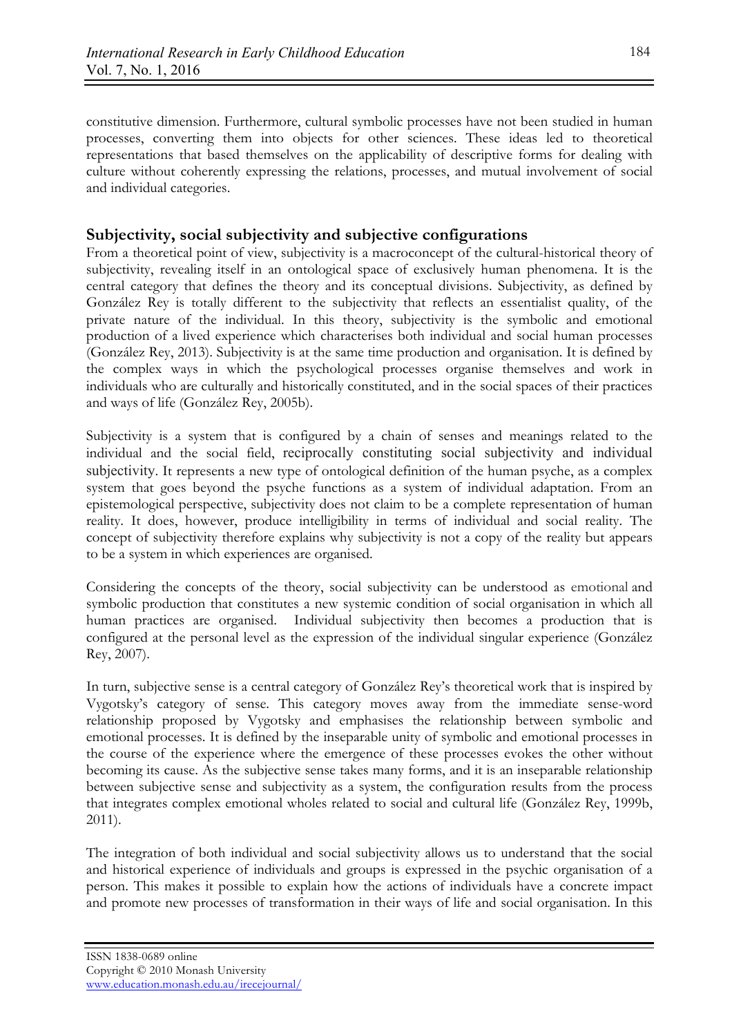constitutive dimension. Furthermore, cultural symbolic processes have not been studied in human processes, converting them into objects for other sciences. These ideas led to theoretical representations that based themselves on the applicability of descriptive forms for dealing with culture without coherently expressing the relations, processes, and mutual involvement of social and individual categories.

## Subjectivity, social subjectivity and subjective configurations

From a theoretical point of view, subjectivity is a macroconcept of the cultural-historical theory of subjectivity, revealing itself in an ontological space of exclusively human phenomena. It is the central category that defines the theory and its conceptual divisions. Subjectivity, as defined by González Rey is totally different to the subjectivity that reflects an essentialist quality, of the private nature of the individual. In this theory, subjectivity is the symbolic and emotional production of a lived experience which characterises both individual and social human processes (González Rey, 2013). Subjectivity is at the same time production and organisation. It is defined by the complex ways in which the psychological processes organise themselves and work in individuals who are culturally and historically constituted, and in the social spaces of their practices and ways of life (González Rey, 2005b).

Subjectivity is a system that is configured by a chain of senses and meanings related to the individual and the social field, reciprocally constituting social subjectivity and individual subjectivity. It represents a new type of ontological definition of the human psyche, as a complex system that goes beyond the psyche functions as a system of individual adaptation. From an epistemological perspective, subjectivity does not claim to be a complete representation of human reality. It does, however, produce intelligibility in terms of individual and social reality. The concept of subjectivity therefore explains why subjectivity is not a copy of the reality but appears to be a system in which experiences are organised.

Considering the concepts of the theory, social subjectivity can be understood as emotional and symbolic production that constitutes a new systemic condition of social organisation in which all human practices are organised. Individual subjectivity then becomes a production that is configured at the personal level as the expression of the individual singular experience (González Rey, 2007).

In turn, subjective sense is a central category of González Rey's theoretical work that is inspired by Vygotsky's category of sense. This category moves away from the immediate sense-word relationship proposed by Vygotsky and emphasises the relationship between symbolic and emotional processes. It is defined by the inseparable unity of symbolic and emotional processes in the course of the experience where the emergence of these processes evokes the other without becoming its cause. As the subjective sense takes many forms, and it is an inseparable relationship between subjective sense and subjectivity as a system, the configuration results from the process that integrates complex emotional wholes related to social and cultural life (González Rey, 1999b, 2011).

The integration of both individual and social subjectivity allows us to understand that the social and historical experience of individuals and groups is expressed in the psychic organisation of a person. This makes it possible to explain how the actions of individuals have a concrete impact and promote new processes of transformation in their ways of life and social organisation. In this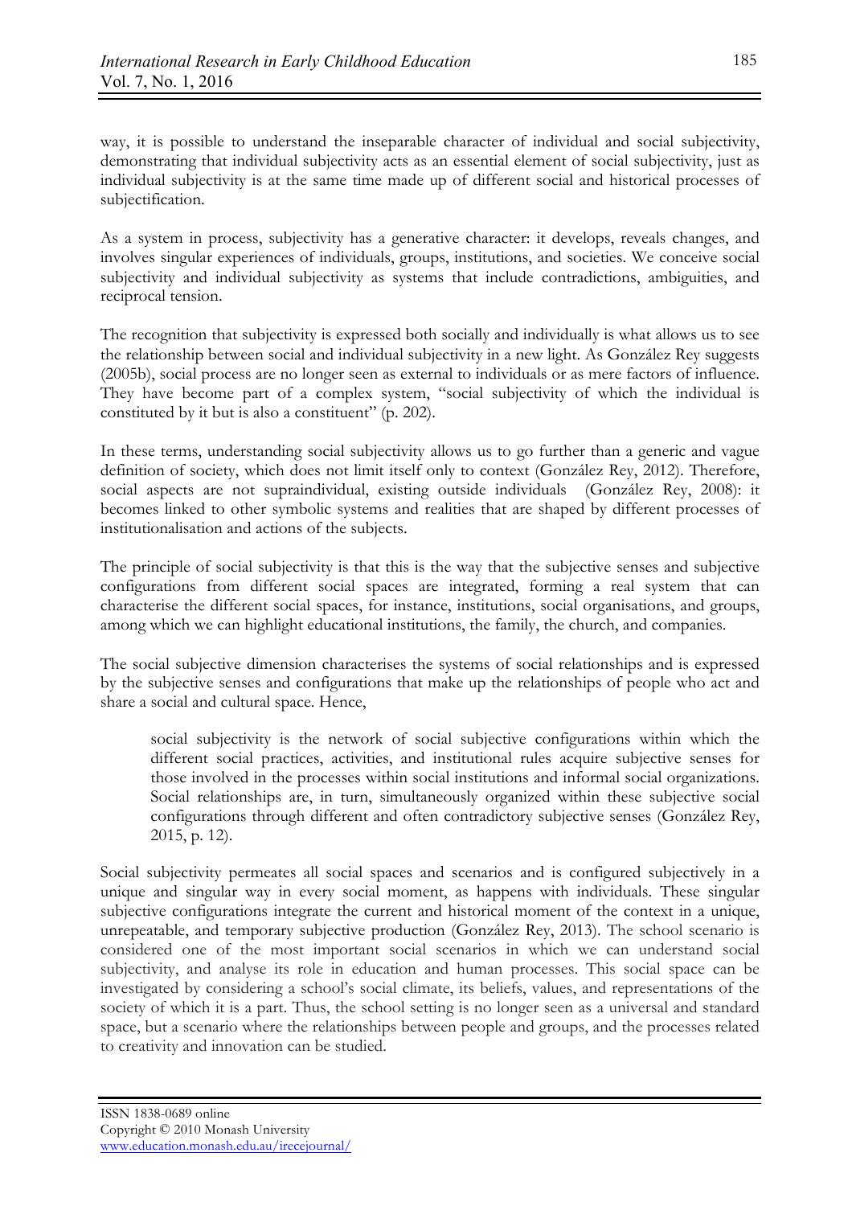way, it is possible to understand the inseparable character of individual and social subjectivity, demonstrating that individual subjectivity acts as an essential element of social subjectivity, just as individual subjectivity is at the same time made up of different social and historical processes of subjectification.

As a system in process, subjectivity has a generative character: it develops, reveals changes, and involves singular experiences of individuals, groups, institutions, and societies. We conceive social subjectivity and individual subjectivity as systems that include contradictions, ambiguities, and reciprocal tension.

The recognition that subjectivity is expressed both socially and individually is what allows us to see the relationship between social and individual subjectivity in a new light. As González Rey suggests (2005b), social process are no longer seen as external to individuals or as mere factors of influence. They have become part of a complex system, "social subjectivity of which the individual is constituted by it but is also a constituent" (p. 202).

In these terms, understanding social subjectivity allows us to go further than a generic and vague definition of society, which does not limit itself only to context (González Rey, 2012). Therefore, social aspects are not supraindividual, existing outside individuals (González Rey, 2008): it becomes linked to other symbolic systems and realities that are shaped by different processes of institutionalisation and actions of the subjects.

The principle of social subjectivity is that this is the way that the subjective senses and subjective configurations from different social spaces are integrated, forming a real system that can characterise the different social spaces, for instance, institutions, social organisations, and groups, among which we can highlight educational institutions, the family, the church, and companies.

The social subjective dimension characterises the systems of social relationships and is expressed by the subjective senses and configurations that make up the relationships of people who act and share a social and cultural space. Hence,

> social subjectivity is the network of social subjective configurations within which the different social practices, activities, and institutional rules acquire subjective senses for those involved in the processes within social institutions and informal social organizations. Social relationships are, in turn, simultaneously organized within these subjective social configurations through different and often contradictory subjective senses (González Rey, 2015, p. 12).

Social subjectivity permeates all social spaces and scenarios and is configured subjectively in a unique and singular way in every social moment, as happens with individuals. These singular subjective configurations integrate the current and historical moment of the context in a unique, unrepeatable, and temporary subjective production (González Rey, 2013). The school scenario is considered one of the most important social scenarios in which we can understand social subjectivity, and analyse its role in education and human processes. This social space can be investigated by considering a school's social climate, its beliefs, values, and representations of the society of which it is a part. Thus, the school setting is no longer seen as a universal and standard space, but a scenario where the relationships between people and groups, and the processes related to creativity and innovation can be studied.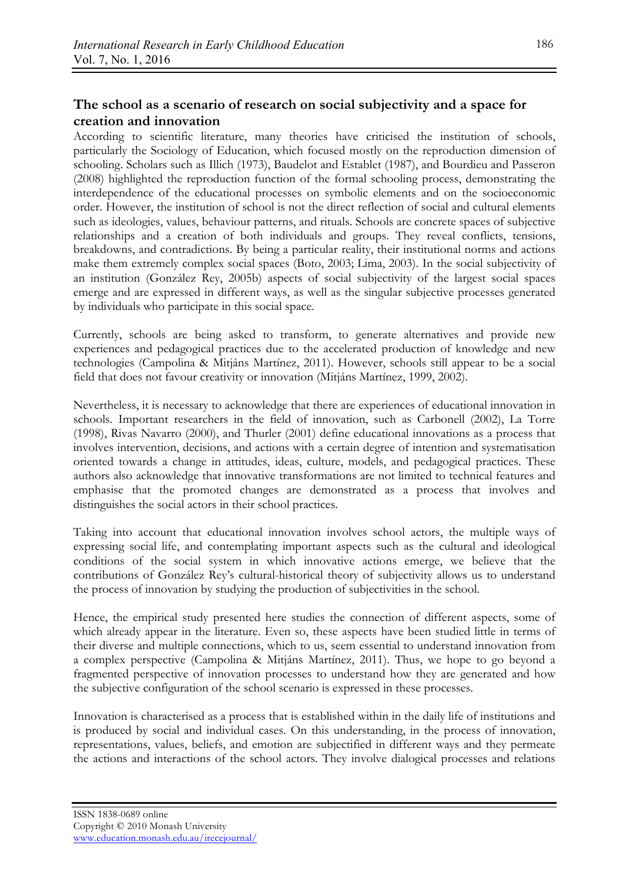## The school as a scenario of research on social subjectivity and a space for creation and innovation

According to scientific literature, many theories have criticised the institution of schools, particularly the Sociology of Education, which focused mostly on the reproduction dimension of schooling. Scholars such as Illich (1973), Baudelot and Establet (1987), and Bourdieu and Passeron (2008) highlighted the reproduction function of the formal schooling process, demonstrating the interdependence of the educational processes on symbolic elements and on the socioeconomic order. However, the institution of school is not the direct reflection of social and cultural elements such as ideologies, values, behaviour patterns, and rituals. Schools are concrete spaces of subjective relationships and a creation of both individuals and groups. They reveal conflicts, tensions, breakdowns, and contradictions. By being a particular reality, their institutional norms and actions make them extremely complex social spaces (Boto, 2003; Lima, 2003). In the social subjectivity of an institution (González Rey, 2005b) aspects of social subjectivity of the largest social spaces emerge and are expressed in different ways, as well as the singular subjective processes generated by individuals who participate in this social space.

Currently, schools are being asked to transform, to generate alternatives and provide new experiences and pedagogical practices due to the accelerated production of knowledge and new technologies (Campolina & Mitjáns Martínez, 2011). However, schools still appear to be a social field that does not favour creativity or innovation (Mitjáns Martínez, 1999, 2002).

Nevertheless, it is necessary to acknowledge that there are experiences of educational innovation in schools. Important researchers in the field of innovation, such as Carbonell (2002), La Torre (1998), Rivas Navarro (2000), and Thurler (2001) define educational innovations as a process that involves intervention, decisions, and actions with a certain degree of intention and systematisation oriented towards a change in attitudes, ideas, culture, models, and pedagogical practices. These authors also acknowledge that innovative transformations are not limited to technical features and emphasise that the promoted changes are demonstrated as a process that involves and distinguishes the social actors in their school practices.

Taking into account that educational innovation involves school actors, the multiple ways of expressing social life, and contemplating important aspects such as the cultural and ideological conditions of the social system in which innovative actions emerge, we believe that the contributions of González Rey's cultural-historical theory of subjectivity allows us to understand the process of innovation by studying the production of subjectivities in the school.

Hence, the empirical study presented here studies the connection of different aspects, some of which already appear in the literature. Even so, these aspects have been studied little in terms of their diverse and multiple connections, which to us, seem essential to understand innovation from a complex perspective (Campolina & Mitjáns Martínez, 2011). Thus, we hope to go beyond a fragmented perspective of innovation processes to understand how they are generated and how the subjective configuration of the school scenario is expressed in these processes.

Innovation is characterised as a process that is established within in the daily life of institutions and is produced by social and individual cases. On this understanding, in the process of innovation, representations, values, beliefs, and emotion are subjectified in different ways and they permeate the actions and interactions of the school actors. They involve dialogical processes and relations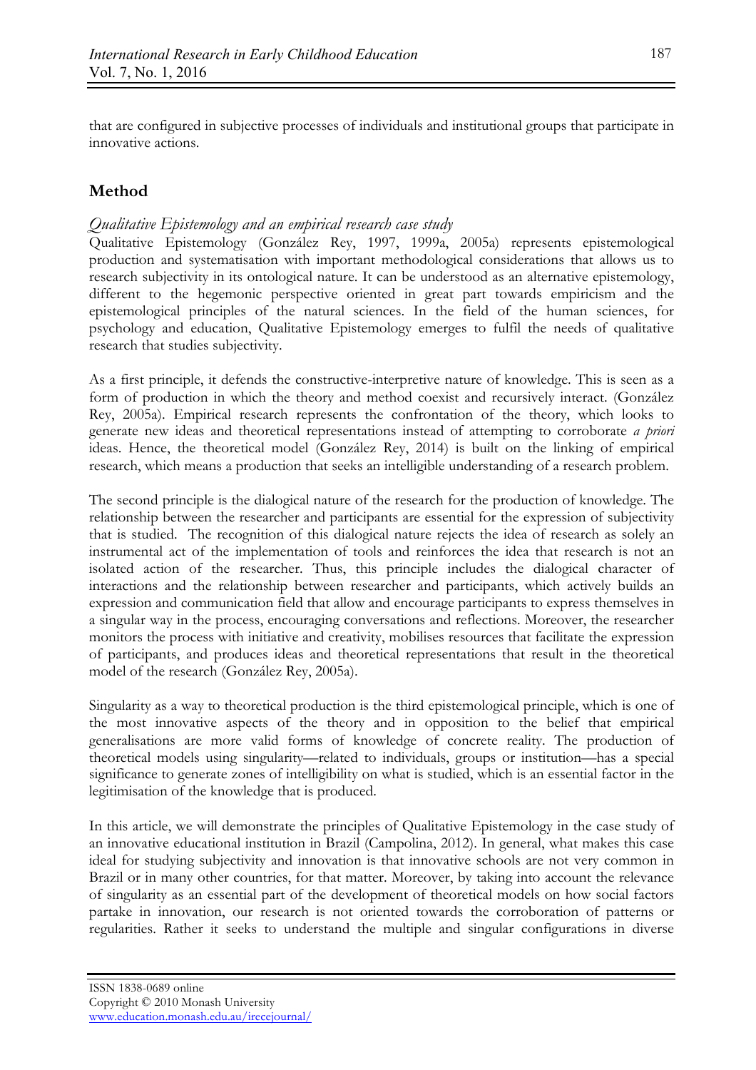that are configured in subjective processes of individuals and institutional groups that participate in innovative actions.

## Method

### *Qualitative Epistemology and an empirical research case study*

Qualitative Epistemology (González Rey, 1997, 1999a, 2005a) represents epistemological production and systematisation with important methodological considerations that allows us to research subjectivity in its ontological nature. It can be understood as an alternative epistemology, different to the hegemonic perspective oriented in great part towards empiricism and the epistemological principles of the natural sciences. In the field of the human sciences, for psychology and education, Qualitative Epistemology emerges to fulfil the needs of qualitative research that studies subjectivity.

As a first principle, it defends the constructive-interpretive nature of knowledge. This is seen as a form of production in which the theory and method coexist and recursively interact. (González Rey, 2005a). Empirical research represents the confrontation of the theory, which looks to generate new ideas and theoretical representations instead of attempting to corroborate *a priori* ideas. Hence, the theoretical model (González Rey, 2014) is built on the linking of empirical research, which means a production that seeks an intelligible understanding of a research problem.

The second principle is the dialogical nature of the research for the production of knowledge. The relationship between the researcher and participants are essential for the expression of subjectivity that is studied. The recognition of this dialogical nature rejects the idea of research as solely an instrumental act of the implementation of tools and reinforces the idea that research is not an isolated action of the researcher. Thus, this principle includes the dialogical character of interactions and the relationship between researcher and participants, which actively builds an expression and communication field that allow and encourage participants to express themselves in a singular way in the process, encouraging conversations and reflections. Moreover, the researcher monitors the process with initiative and creativity, mobilises resources that facilitate the expression of participants, and produces ideas and theoretical representations that result in the theoretical model of the research (González Rey, 2005a).

Singularity as a way to theoretical production is the third epistemological principle, which is one of the most innovative aspects of the theory and in opposition to the belief that empirical generalisations are more valid forms of knowledge of concrete reality. The production of theoretical models using singularity—related to individuals, groups or institution—has a special significance to generate zones of intelligibility on what is studied, which is an essential factor in the legitimisation of the knowledge that is produced.

In this article, we will demonstrate the principles of Qualitative Epistemology in the case study of an innovative educational institution in Brazil (Campolina, 2012). In general, what makes this case ideal for studying subjectivity and innovation is that innovative schools are not very common in Brazil or in many other countries, for that matter. Moreover, by taking into account the relevance of singularity as an essential part of the development of theoretical models on how social factors partake in innovation, our research is not oriented towards the corroboration of patterns or regularities. Rather it seeks to understand the multiple and singular configurations in diverse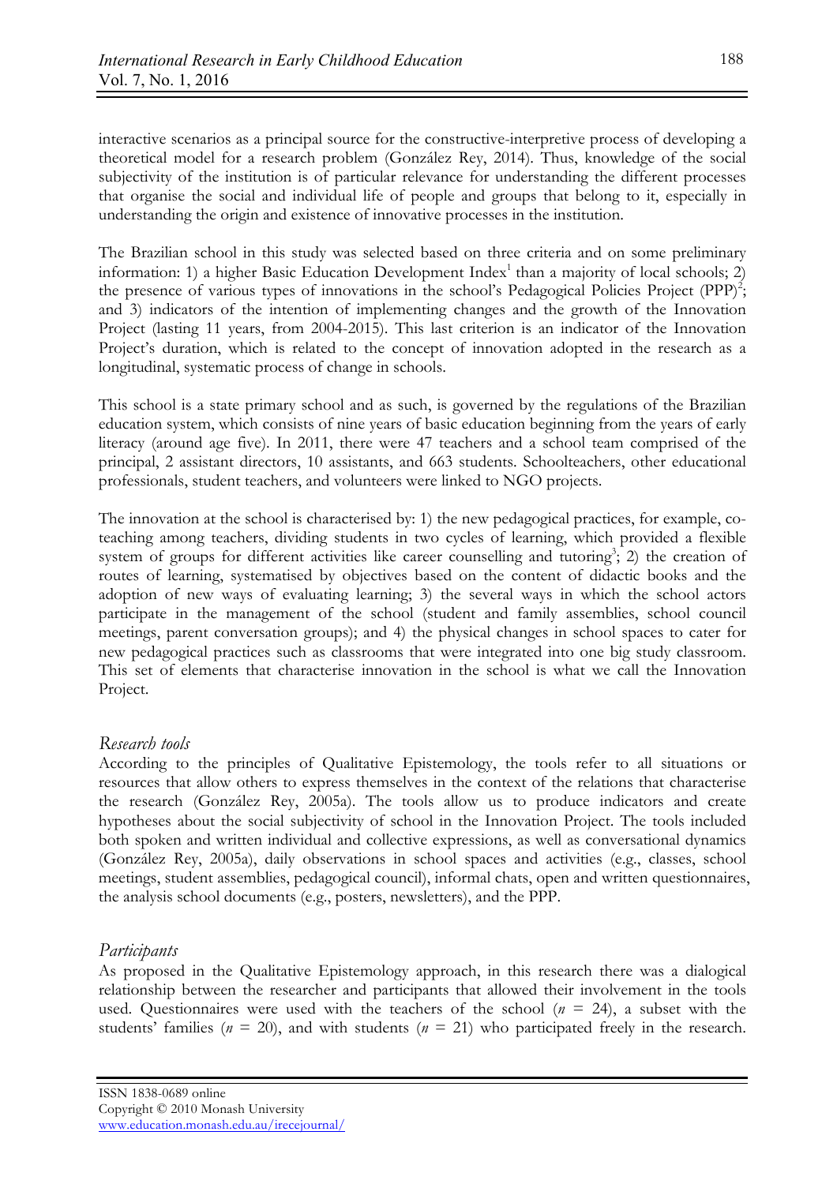interactive scenarios as a principal source for the constructive-interpretive process of developing a theoretical model for a research problem (González Rey, 2014). Thus, knowledge of the social subjectivity of the institution is of particular relevance for understanding the different processes that organise the social and individual life of people and groups that belong to it, especially in understanding the origin and existence of innovative processes in the institution.

The Brazilian school in this study was selected based on three criteria and on some preliminary information: 1) a higher Basic Education Development Index[1] than a majority of local schools; 2) the presence of various types of innovations in the school's Pedagogical Policies Project (PPP)[2]; and 3) indicators of the intention of implementing changes and the growth of the Innovation Project (lasting 11 years, from 2004-2015). This last criterion is an indicator of the Innovation Project's duration, which is related to the concept of innovation adopted in the research as a longitudinal, systematic process of change in schools.

This school is a state primary school and as such, is governed by the regulations of the Brazilian education system, which consists of nine years of basic education beginning from the years of early literacy (around age five). In 2011, there were 47 teachers and a school team comprised of the principal, 2 assistant directors, 10 assistants, and 663 students. Schoolteachers, other educational professionals, student teachers, and volunteers were linked to NGO projects.

The innovation at the school is characterised by: 1) the new pedagogical practices, for example, co-teaching among teachers, dividing students in two cycles of learning, which provided a flexible system of groups for different activities like career counselling and tutoring[3]; 2) the creation of routes of learning, systematised by objectives based on the content of didactic books and the adoption of new ways of evaluating learning; 3) the several ways in which the school actors participate in the management of the school (student and family assemblies, school council meetings, parent conversation groups); and 4) the physical changes in school spaces to cater for new pedagogical practices such as classrooms that were integrated into one big study classroom. This set of elements that characterise innovation in the school is what we call the Innovation Project.

### *Research tools*

According to the principles of Qualitative Epistemology, the tools refer to all situations or resources that allow others to express themselves in the context of the relations that characterise the research (González Rey, 2005a). The tools allow us to produce indicators and create hypotheses about the social subjectivity of school in the Innovation Project. The tools included both spoken and written individual and collective expressions, as well as conversational dynamics (González Rey, 2005a), daily observations in school spaces and activities (e.g., classes, school meetings, student assemblies, pedagogical council), informal chats, open and written questionnaires, the analysis school documents (e.g., posters, newsletters), and the PPP.

### *Participants*

As proposed in the Qualitative Epistemology approach, in this research there was a dialogical relationship between the researcher and participants that allowed their involvement in the tools used. Questionnaires were used with the teachers of the school ($n$ = 24), a subset with the students' families ($n$ = 20), and with students ($n$ = 21) who participated freely in the research.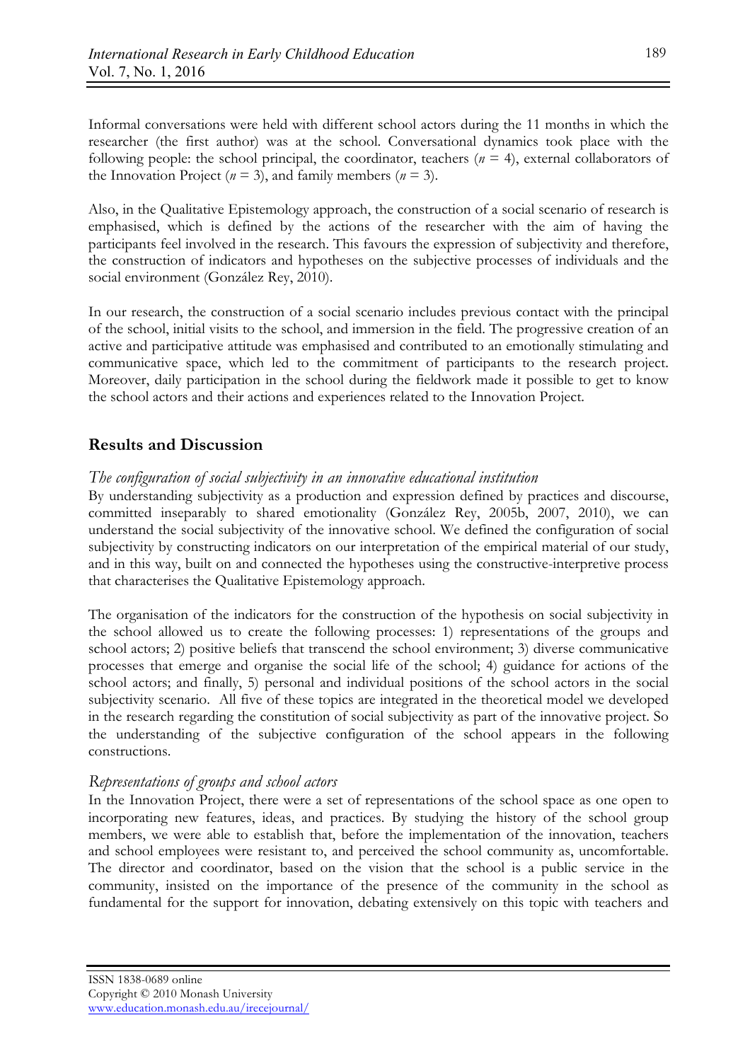Informal conversations were held with different school actors during the 11 months in which the researcher (the first author) was at the school. Conversational dynamics took place with the following people: the school principal, the coordinator, teachers ($n$ = 4), external collaborators of the Innovation Project ($n$ = 3), and family members ($n$ = 3).

Also, in the Qualitative Epistemology approach, the construction of a social scenario of research is emphasised, which is defined by the actions of the researcher with the aim of having the participants feel involved in the research. This favours the expression of subjectivity and therefore, the construction of indicators and hypotheses on the subjective processes of individuals and the social environment (González Rey, 2010).

In our research, the construction of a social scenario includes previous contact with the principal of the school, initial visits to the school, and immersion in the field. The progressive creation of an active and participative attitude was emphasised and contributed to an emotionally stimulating and communicative space, which led to the commitment of participants to the research project. Moreover, daily participation in the school during the fieldwork made it possible to get to know the school actors and their actions and experiences related to the Innovation Project.

## Results and Discussion

### *The configuration of social subjectivity in an innovative educational institution*

By understanding subjectivity as a production and expression defined by practices and discourse, committed inseparably to shared emotionality (González Rey, 2005b, 2007, 2010), we can understand the social subjectivity of the innovative school. We defined the configuration of social subjectivity by constructing indicators on our interpretation of the empirical material of our study, and in this way, built on and connected the hypotheses using the constructive-interpretive process that characterises the Qualitative Epistemology approach.

The organisation of the indicators for the construction of the hypothesis on social subjectivity in the school allowed us to create the following processes: 1) representations of the groups and school actors; 2) positive beliefs that transcend the school environment; 3) diverse communicative processes that emerge and organise the social life of the school; 4) guidance for actions of the school actors; and finally, 5) personal and individual positions of the school actors in the social subjectivity scenario. All five of these topics are integrated in the theoretical model we developed in the research regarding the constitution of social subjectivity as part of the innovative project. So the understanding of the subjective configuration of the school appears in the following constructions.

### *Representations of groups and school actors*

In the Innovation Project, there were a set of representations of the school space as one open to incorporating new features, ideas, and practices. By studying the history of the school group members, we were able to establish that, before the implementation of the innovation, teachers and school employees were resistant to, and perceived the school community as, uncomfortable. The director and coordinator, based on the vision that the school is a public service in the community, insisted on the importance of the presence of the community in the school as fundamental for the support for innovation, debating extensively on this topic with teachers and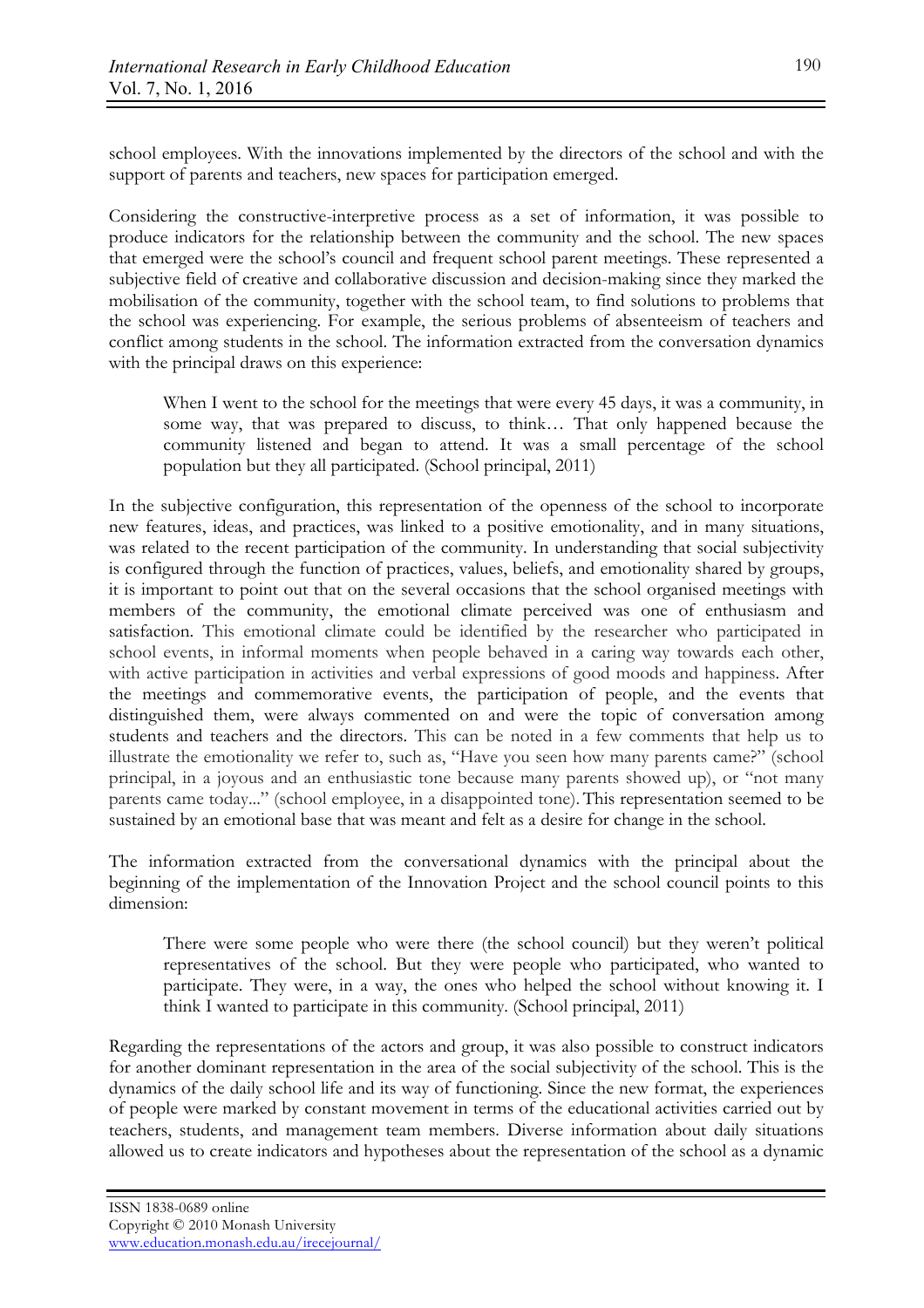school employees. With the innovations implemented by the directors of the school and with the support of parents and teachers, new spaces for participation emerged.

Considering the constructive-interpretive process as a set of information, it was possible to produce indicators for the relationship between the community and the school. The new spaces that emerged were the school's council and frequent school parent meetings. These represented a subjective field of creative and collaborative discussion and decision-making since they marked the mobilisation of the community, together with the school team, to find solutions to problems that the school was experiencing. For example, the serious problems of absenteeism of teachers and conflict among students in the school. The information extracted from the conversation dynamics with the principal draws on this experience:

> When I went to the school for the meetings that were every 45 days, it was a community, in some way, that was prepared to discuss, to think… That only happened because the community listened and began to attend. It was a small percentage of the school population but they all participated. (School principal, 2011)

In the subjective configuration, this representation of the openness of the school to incorporate new features, ideas, and practices, was linked to a positive emotionality, and in many situations, was related to the recent participation of the community. In understanding that social subjectivity is configured through the function of practices, values, beliefs, and emotionality shared by groups, it is important to point out that on the several occasions that the school organised meetings with members of the community, the emotional climate perceived was one of enthusiasm and satisfaction. This emotional climate could be identified by the researcher who participated in school events, in informal moments when people behaved in a caring way towards each other, with active participation in activities and verbal expressions of good moods and happiness. After the meetings and commemorative events, the participation of people, and the events that distinguished them, were always commented on and were the topic of conversation among students and teachers and the directors. This can be noted in a few comments that help us to illustrate the emotionality we refer to, such as, "Have you seen how many parents came?" (school principal, in a joyous and an enthusiastic tone because many parents showed up), or "not many parents came today..." (school employee, in a disappointed tone). This representation seemed to be sustained by an emotional base that was meant and felt as a desire for change in the school.

The information extracted from the conversational dynamics with the principal about the beginning of the implementation of the Innovation Project and the school council points to this dimension:

> There were some people who were there (the school council) but they weren't political representatives of the school. But they were people who participated, who wanted to participate. They were, in a way, the ones who helped the school without knowing it. I think I wanted to participate in this community. (School principal, 2011)

Regarding the representations of the actors and group, it was also possible to construct indicators for another dominant representation in the area of the social subjectivity of the school. This is the dynamics of the daily school life and its way of functioning. Since the new format, the experiences of people were marked by constant movement in terms of the educational activities carried out by teachers, students, and management team members. Diverse information about daily situations allowed us to create indicators and hypotheses about the representation of the school as a dynamic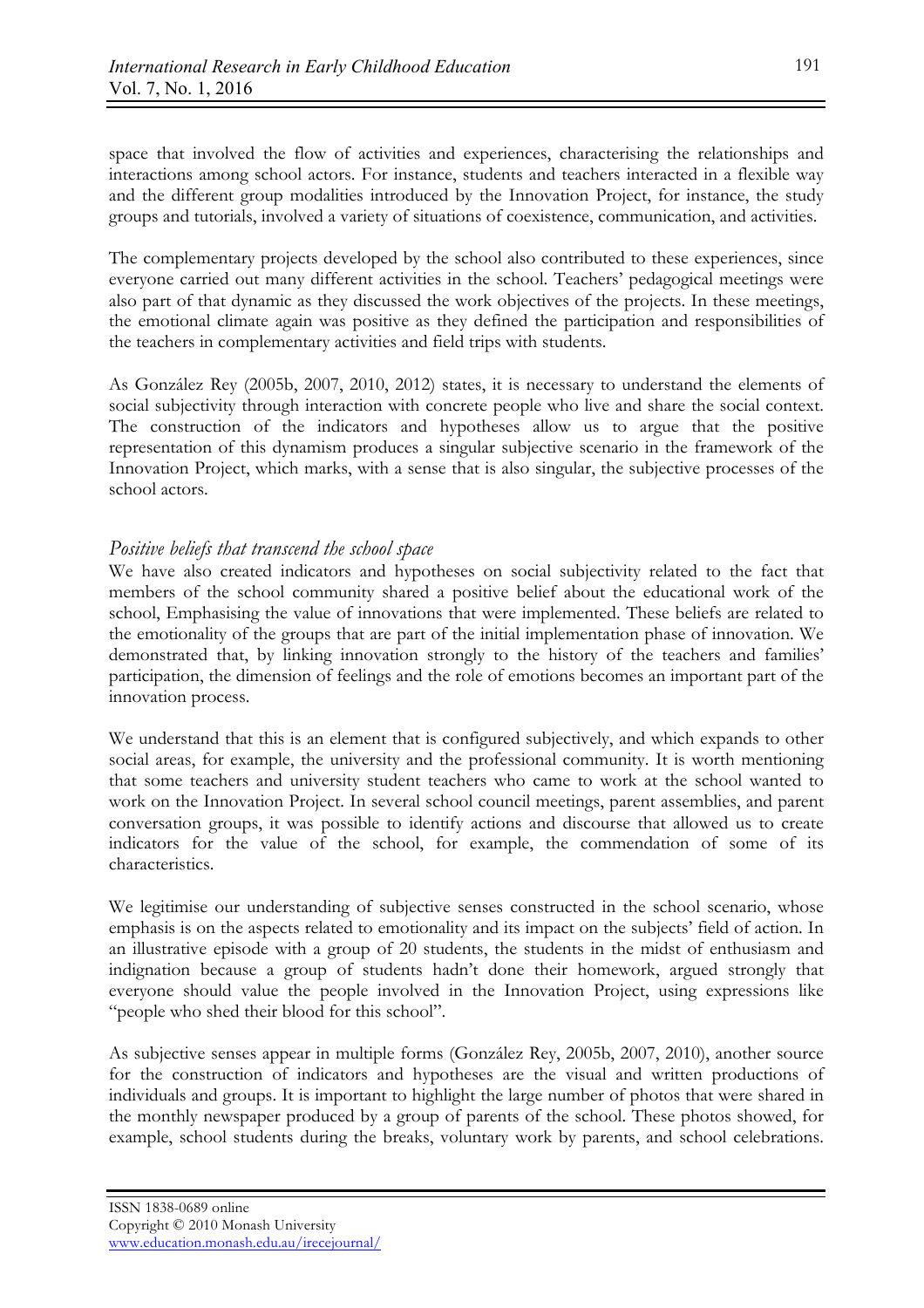space that involved the flow of activities and experiences, characterising the relationships and interactions among school actors. For instance, students and teachers interacted in a flexible way and the different group modalities introduced by the Innovation Project, for instance, the study groups and tutorials, involved a variety of situations of coexistence, communication, and activities.

The complementary projects developed by the school also contributed to these experiences, since everyone carried out many different activities in the school. Teachers' pedagogical meetings were also part of that dynamic as they discussed the work objectives of the projects. In these meetings, the emotional climate again was positive as they defined the participation and responsibilities of the teachers in complementary activities and field trips with students.

As González Rey (2005b, 2007, 2010, 2012) states, it is necessary to understand the elements of social subjectivity through interaction with concrete people who live and share the social context. The construction of the indicators and hypotheses allow us to argue that the positive representation of this dynamism produces a singular subjective scenario in the framework of the Innovation Project, which marks, with a sense that is also singular, the subjective processes of the school actors.

### *Positive beliefs that transcend the school space*

We have also created indicators and hypotheses on social subjectivity related to the fact that members of the school community shared a positive belief about the educational work of the school, Emphasising the value of innovations that were implemented. These beliefs are related to the emotionality of the groups that are part of the initial implementation phase of innovation. We demonstrated that, by linking innovation strongly to the history of the teachers and families' participation, the dimension of feelings and the role of emotions becomes an important part of the innovation process.

We understand that this is an element that is configured subjectively, and which expands to other social areas, for example, the university and the professional community. It is worth mentioning that some teachers and university student teachers who came to work at the school wanted to work on the Innovation Project. In several school council meetings, parent assemblies, and parent conversation groups, it was possible to identify actions and discourse that allowed us to create indicators for the value of the school, for example, the commendation of some of its characteristics.

We legitimise our understanding of subjective senses constructed in the school scenario, whose emphasis is on the aspects related to emotionality and its impact on the subjects' field of action. In an illustrative episode with a group of 20 students, the students in the midst of enthusiasm and indignation because a group of students hadn't done their homework, argued strongly that everyone should value the people involved in the Innovation Project, using expressions like "people who shed their blood for this school".

As subjective senses appear in multiple forms (González Rey, 2005b, 2007, 2010), another source for the construction of indicators and hypotheses are the visual and written productions of individuals and groups. It is important to highlight the large number of photos that were shared in the monthly newspaper produced by a group of parents of the school. These photos showed, for example, school students during the breaks, voluntary work by parents, and school celebrations.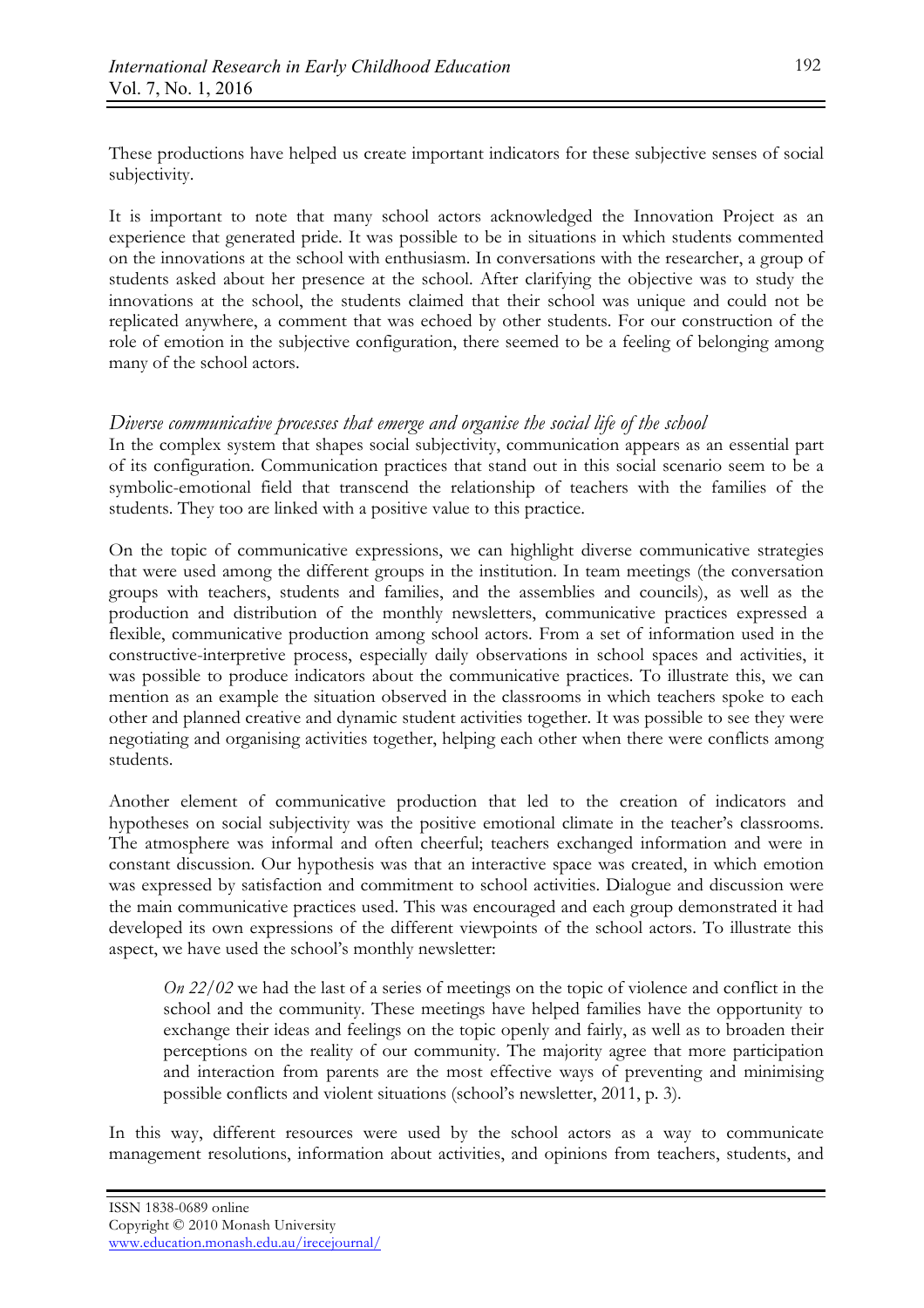These productions have helped us create important indicators for these subjective senses of social subjectivity.

It is important to note that many school actors acknowledged the Innovation Project as an experience that generated pride. It was possible to be in situations in which students commented on the innovations at the school with enthusiasm. In conversations with the researcher, a group of students asked about her presence at the school. After clarifying the objective was to study the innovations at the school, the students claimed that their school was unique and could not be replicated anywhere, a comment that was echoed by other students. For our construction of the role of emotion in the subjective configuration, there seemed to be a feeling of belonging among many of the school actors.

### *Diverse communicative processes that emerge and organise the social life of the school*

In the complex system that shapes social subjectivity, communication appears as an essential part of its configuration. Communication practices that stand out in this social scenario seem to be a symbolic-emotional field that transcend the relationship of teachers with the families of the students. They too are linked with a positive value to this practice.

On the topic of communicative expressions, we can highlight diverse communicative strategies that were used among the different groups in the institution. In team meetings (the conversation groups with teachers, students and families, and the assemblies and councils), as well as the production and distribution of the monthly newsletters, communicative practices expressed a flexible, communicative production among school actors. From a set of information used in the constructive-interpretive process, especially daily observations in school spaces and activities, it was possible to produce indicators about the communicative practices. To illustrate this, we can mention as an example the situation observed in the classrooms in which teachers spoke to each other and planned creative and dynamic student activities together. It was possible to see they were negotiating and organising activities together, helping each other when there were conflicts among students.

Another element of communicative production that led to the creation of indicators and hypotheses on social subjectivity was the positive emotional climate in the teacher's classrooms. The atmosphere was informal and often cheerful; teachers exchanged information and were in constant discussion. Our hypothesis was that an interactive space was created, in which emotion was expressed by satisfaction and commitment to school activities. Dialogue and discussion were the main communicative practices used. This was encouraged and each group demonstrated it had developed its own expressions of the different viewpoints of the school actors. To illustrate this aspect, we have used the school's monthly newsletter:

> *On 22/02* we had the last of a series of meetings on the topic of violence and conflict in the school and the community. These meetings have helped families have the opportunity to exchange their ideas and feelings on the topic openly and fairly, as well as to broaden their perceptions on the reality of our community. The majority agree that more participation and interaction from parents are the most effective ways of preventing and minimising possible conflicts and violent situations (school's newsletter, 2011, p. 3).

In this way, different resources were used by the school actors as a way to communicate management resolutions, information about activities, and opinions from teachers, students, and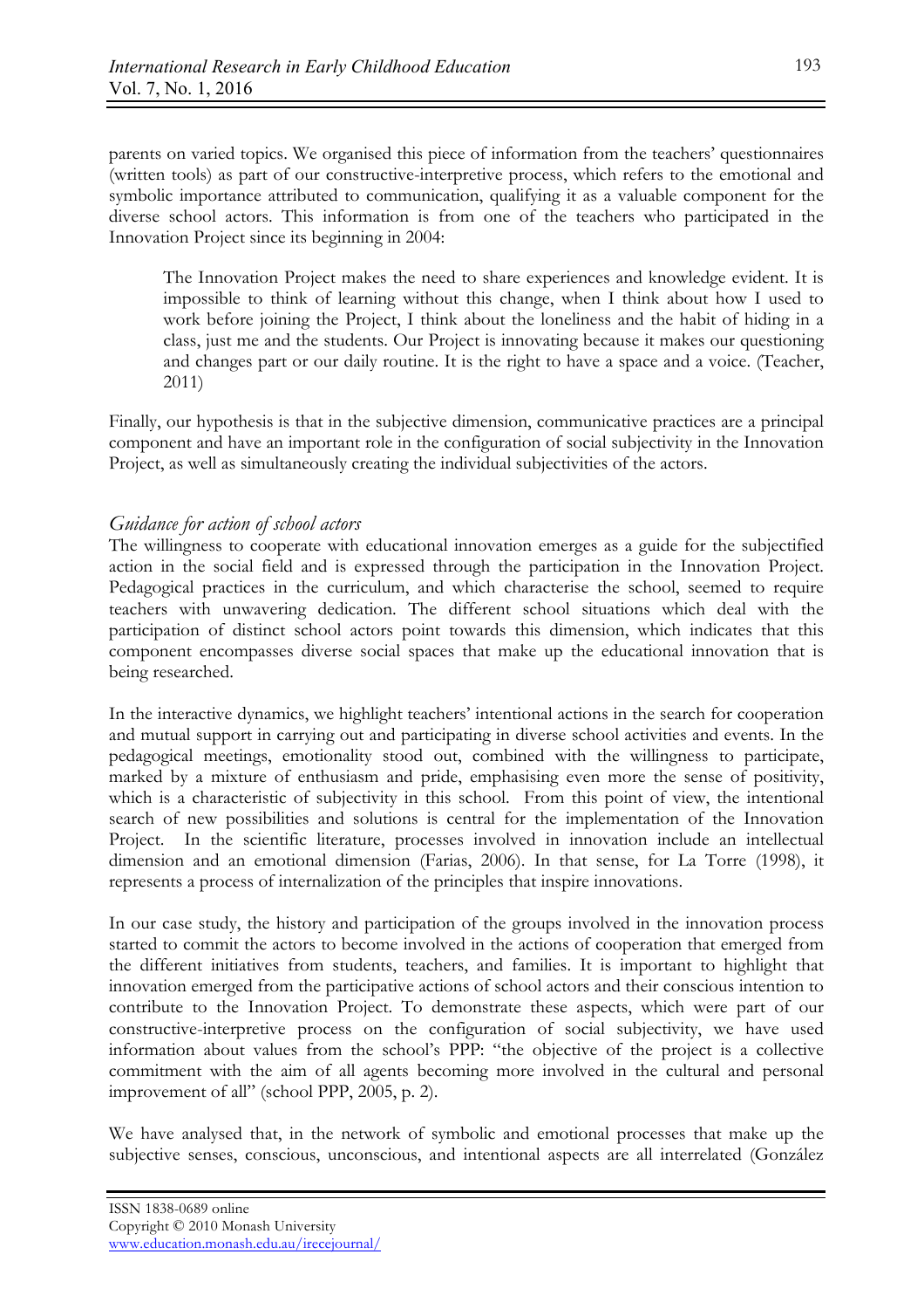parents on varied topics. We organised this piece of information from the teachers' questionnaires (written tools) as part of our constructive-interpretive process, which refers to the emotional and symbolic importance attributed to communication, qualifying it as a valuable component for the diverse school actors. This information is from one of the teachers who participated in the Innovation Project since its beginning in 2004:

> The Innovation Project makes the need to share experiences and knowledge evident. It is impossible to think of learning without this change, when I think about how I used to work before joining the Project, I think about the loneliness and the habit of hiding in a class, just me and the students. Our Project is innovating because it makes our questioning and changes part or our daily routine. It is the right to have a space and a voice. (Teacher, 2011)

Finally, our hypothesis is that in the subjective dimension, communicative practices are a principal component and have an important role in the configuration of social subjectivity in the Innovation Project, as well as simultaneously creating the individual subjectivities of the actors.

### *Guidance for action of school actors*

The willingness to cooperate with educational innovation emerges as a guide for the subjectified action in the social field and is expressed through the participation in the Innovation Project. Pedagogical practices in the curriculum, and which characterise the school, seemed to require teachers with unwavering dedication. The different school situations which deal with the participation of distinct school actors point towards this dimension, which indicates that this component encompasses diverse social spaces that make up the educational innovation that is being researched.

In the interactive dynamics, we highlight teachers' intentional actions in the search for cooperation and mutual support in carrying out and participating in diverse school activities and events. In the pedagogical meetings, emotionality stood out, combined with the willingness to participate, marked by a mixture of enthusiasm and pride, emphasising even more the sense of positivity, which is a characteristic of subjectivity in this school. From this point of view, the intentional search of new possibilities and solutions is central for the implementation of the Innovation Project. In the scientific literature, processes involved in innovation include an intellectual dimension and an emotional dimension (Farias, 2006). In that sense, for La Torre (1998), it represents a process of internalization of the principles that inspire innovations.

In our case study, the history and participation of the groups involved in the innovation process started to commit the actors to become involved in the actions of cooperation that emerged from the different initiatives from students, teachers, and families. It is important to highlight that innovation emerged from the participative actions of school actors and their conscious intention to contribute to the Innovation Project. To demonstrate these aspects, which were part of our constructive-interpretive process on the configuration of social subjectivity, we have used information about values from the school's PPP: "the objective of the project is a collective commitment with the aim of all agents becoming more involved in the cultural and personal improvement of all" (school PPP, 2005, p. 2).

We have analysed that, in the network of symbolic and emotional processes that make up the subjective senses, conscious, unconscious, and intentional aspects are all interrelated (González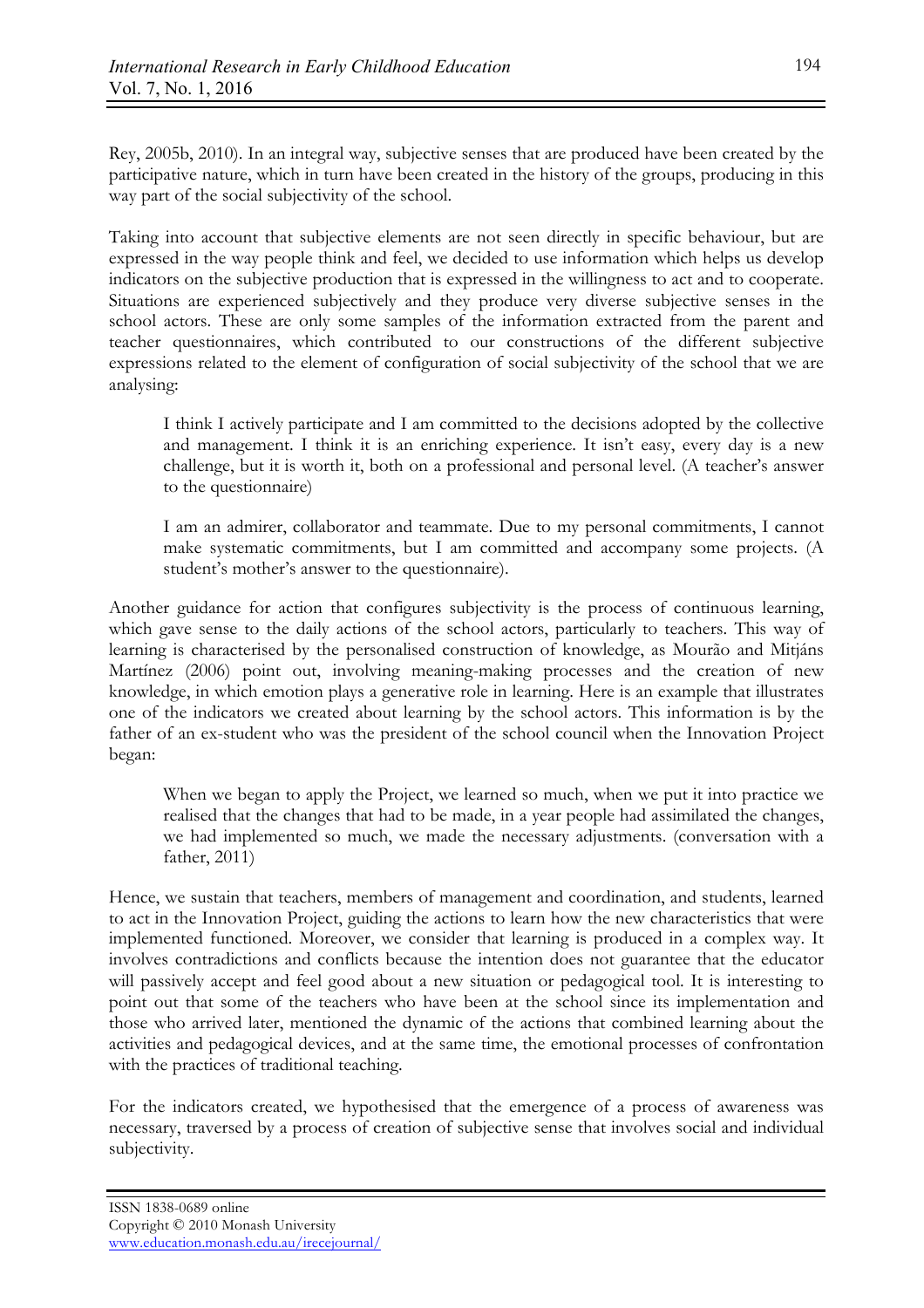Rey, 2005b, 2010). In an integral way, subjective senses that are produced have been created by the participative nature, which in turn have been created in the history of the groups, producing in this way part of the social subjectivity of the school.

Taking into account that subjective elements are not seen directly in specific behaviour, but are expressed in the way people think and feel, we decided to use information which helps us develop indicators on the subjective production that is expressed in the willingness to act and to cooperate. Situations are experienced subjectively and they produce very diverse subjective senses in the school actors. These are only some samples of the information extracted from the parent and teacher questionnaires, which contributed to our constructions of the different subjective expressions related to the element of configuration of social subjectivity of the school that we are analysing:

> I think I actively participate and I am committed to the decisions adopted by the collective and management. I think it is an enriching experience. It isn't easy, every day is a new challenge, but it is worth it, both on a professional and personal level. (A teacher's answer to the questionnaire)

> I am an admirer, collaborator and teammate. Due to my personal commitments, I cannot make systematic commitments, but I am committed and accompany some projects. (A student's mother's answer to the questionnaire).

Another guidance for action that configures subjectivity is the process of continuous learning, which gave sense to the daily actions of the school actors, particularly to teachers. This way of learning is characterised by the personalised construction of knowledge, as Mourão and Mitjáns Martínez (2006) point out, involving meaning-making processes and the creation of new knowledge, in which emotion plays a generative role in learning. Here is an example that illustrates one of the indicators we created about learning by the school actors. This information is by the father of an ex-student who was the president of the school council when the Innovation Project began:

> When we began to apply the Project, we learned so much, when we put it into practice we realised that the changes that had to be made, in a year people had assimilated the changes, we had implemented so much, we made the necessary adjustments. (conversation with a father, 2011)

Hence, we sustain that teachers, members of management and coordination, and students, learned to act in the Innovation Project, guiding the actions to learn how the new characteristics that were implemented functioned. Moreover, we consider that learning is produced in a complex way. It involves contradictions and conflicts because the intention does not guarantee that the educator will passively accept and feel good about a new situation or pedagogical tool. It is interesting to point out that some of the teachers who have been at the school since its implementation and those who arrived later, mentioned the dynamic of the actions that combined learning about the activities and pedagogical devices, and at the same time, the emotional processes of confrontation with the practices of traditional teaching.

For the indicators created, we hypothesised that the emergence of a process of awareness was necessary, traversed by a process of creation of subjective sense that involves social and individual subjectivity.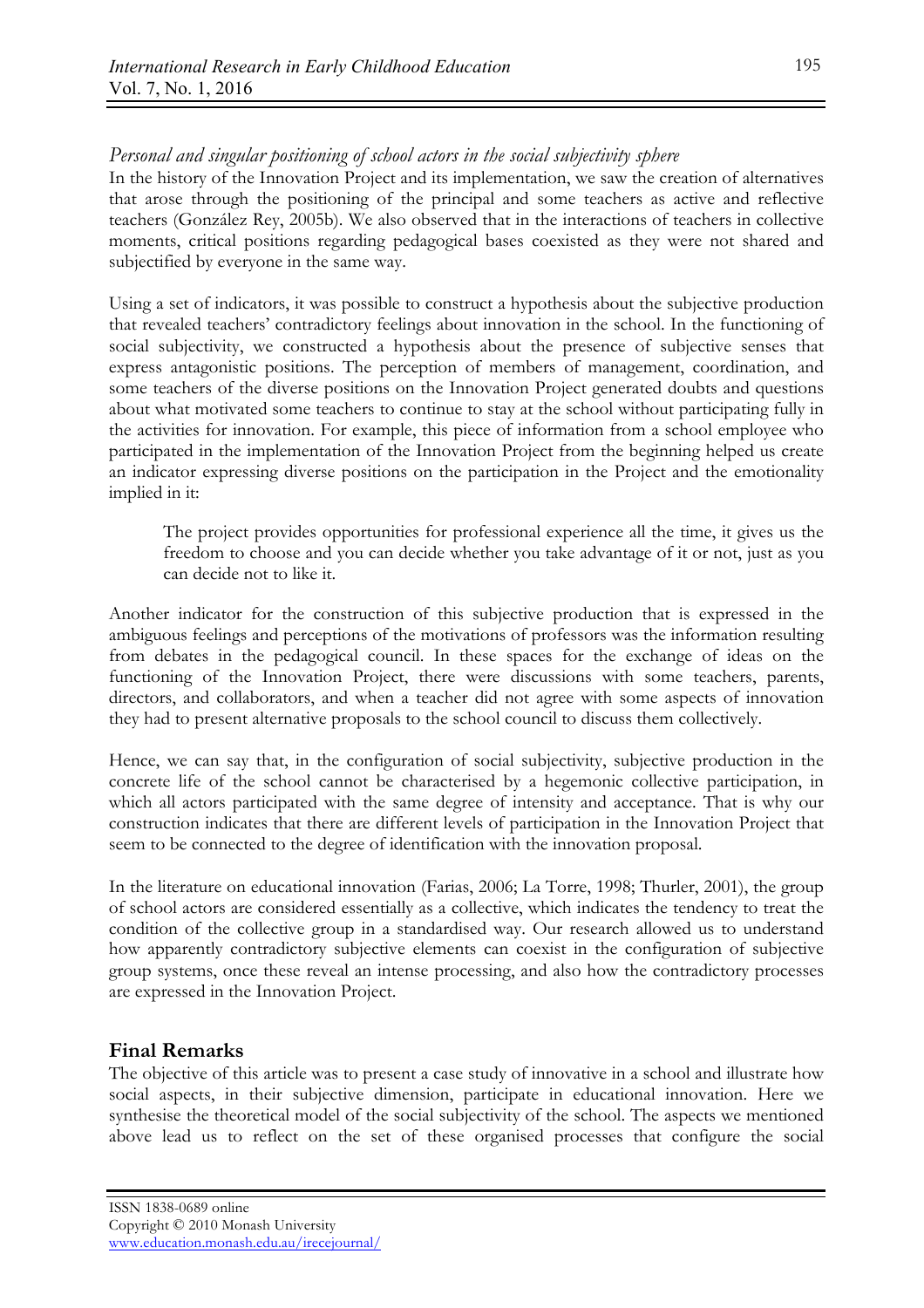*Personal and singular positioning of school actors in the social subjectivity sphere*

In the history of the Innovation Project and its implementation, we saw the creation of alternatives that arose through the positioning of the principal and some teachers as active and reflective teachers (González Rey, 2005b). We also observed that in the interactions of teachers in collective moments, critical positions regarding pedagogical bases coexisted as they were not shared and subjectified by everyone in the same way.

Using a set of indicators, it was possible to construct a hypothesis about the subjective production that revealed teachers' contradictory feelings about innovation in the school. In the functioning of social subjectivity, we constructed a hypothesis about the presence of subjective senses that express antagonistic positions. The perception of members of management, coordination, and some teachers of the diverse positions on the Innovation Project generated doubts and questions about what motivated some teachers to continue to stay at the school without participating fully in the activities for innovation. For example, this piece of information from a school employee who participated in the implementation of the Innovation Project from the beginning helped us create an indicator expressing diverse positions on the participation in the Project and the emotionality implied in it:

> The project provides opportunities for professional experience all the time, it gives us the freedom to choose and you can decide whether you take advantage of it or not, just as you can decide not to like it.

Another indicator for the construction of this subjective production that is expressed in the ambiguous feelings and perceptions of the motivations of professors was the information resulting from debates in the pedagogical council. In these spaces for the exchange of ideas on the functioning of the Innovation Project, there were discussions with some teachers, parents, directors, and collaborators, and when a teacher did not agree with some aspects of innovation they had to present alternative proposals to the school council to discuss them collectively.

Hence, we can say that, in the configuration of social subjectivity, subjective production in the concrete life of the school cannot be characterised by a hegemonic collective participation, in which all actors participated with the same degree of intensity and acceptance. That is why our construction indicates that there are different levels of participation in the Innovation Project that seem to be connected to the degree of identification with the innovation proposal.

In the literature on educational innovation (Farias, 2006; La Torre, 1998; Thurler, 2001), the group of school actors are considered essentially as a collective, which indicates the tendency to treat the condition of the collective group in a standardised way. Our research allowed us to understand how apparently contradictory subjective elements can coexist in the configuration of subjective group systems, once these reveal an intense processing, and also how the contradictory processes are expressed in the Innovation Project.

## Final Remarks

The objective of this article was to present a case study of innovative in a school and illustrate how social aspects, in their subjective dimension, participate in educational innovation. Here we synthesise the theoretical model of the social subjectivity of the school. The aspects we mentioned above lead us to reflect on the set of these organised processes that configure the social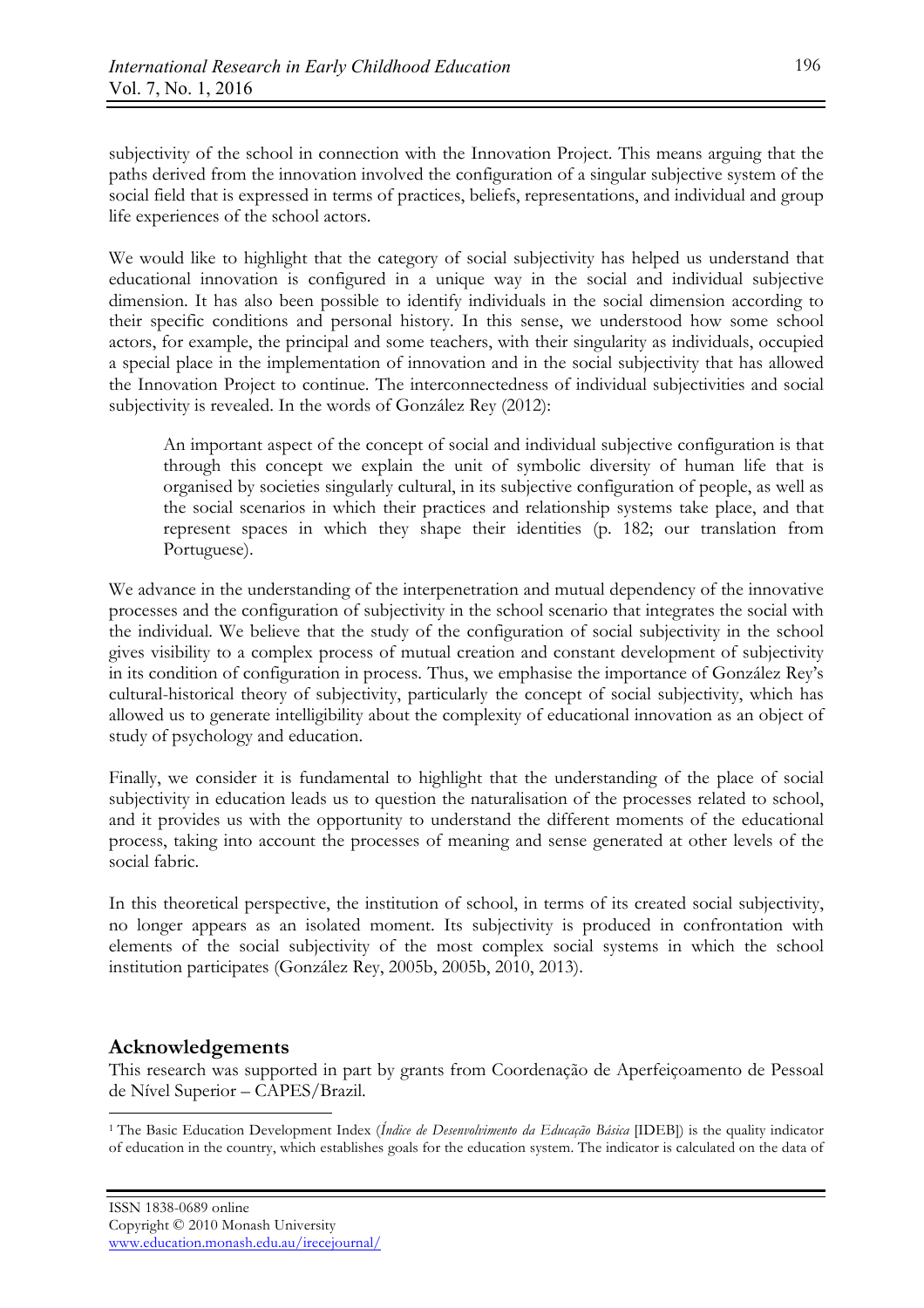subjectivity of the school in connection with the Innovation Project. This means arguing that the paths derived from the innovation involved the configuration of a singular subjective system of the social field that is expressed in terms of practices, beliefs, representations, and individual and group life experiences of the school actors.

We would like to highlight that the category of social subjectivity has helped us understand that educational innovation is configured in a unique way in the social and individual subjective dimension. It has also been possible to identify individuals in the social dimension according to their specific conditions and personal history. In this sense, we understood how some school actors, for example, the principal and some teachers, with their singularity as individuals, occupied a special place in the implementation of innovation and in the social subjectivity that has allowed the Innovation Project to continue. The interconnectedness of individual subjectivities and social subjectivity is revealed. In the words of González Rey (2012):

> An important aspect of the concept of social and individual subjective configuration is that through this concept we explain the unit of symbolic diversity of human life that is organised by societies singularly cultural, in its subjective configuration of people, as well as the social scenarios in which their practices and relationship systems take place, and that represent spaces in which they shape their identities (p. 182; our translation from Portuguese).

We advance in the understanding of the interpenetration and mutual dependency of the innovative processes and the configuration of subjectivity in the school scenario that integrates the social with the individual. We believe that the study of the configuration of social subjectivity in the school gives visibility to a complex process of mutual creation and constant development of subjectivity in its condition of configuration in process. Thus, we emphasise the importance of González Rey's cultural-historical theory of subjectivity, particularly the concept of social subjectivity, which has allowed us to generate intelligibility about the complexity of educational innovation as an object of study of psychology and education.

Finally, we consider it is fundamental to highlight that the understanding of the place of social subjectivity in education leads us to question the naturalisation of the processes related to school, and it provides us with the opportunity to understand the different moments of the educational process, taking into account the processes of meaning and sense generated at other levels of the social fabric.

In this theoretical perspective, the institution of school, in terms of its created social subjectivity, no longer appears as an isolated moment. Its subjectivity is produced in confrontation with elements of the social subjectivity of the most complex social systems in which the school institution participates (González Rey, 2005b, 2005b, 2010, 2013).

## Acknowledgements

This research was supported in part by grants from Coordenação de Aperfeiçoamento de Pessoal de Nível Superior – CAPES/Brazil.

[1] The Basic Education Development Index (*Índice de Desenvolvimento da Educação Básica* [IDEB]) is the quality indicator of education in the country, which establishes goals for the education system. The indicator is calculated on the data of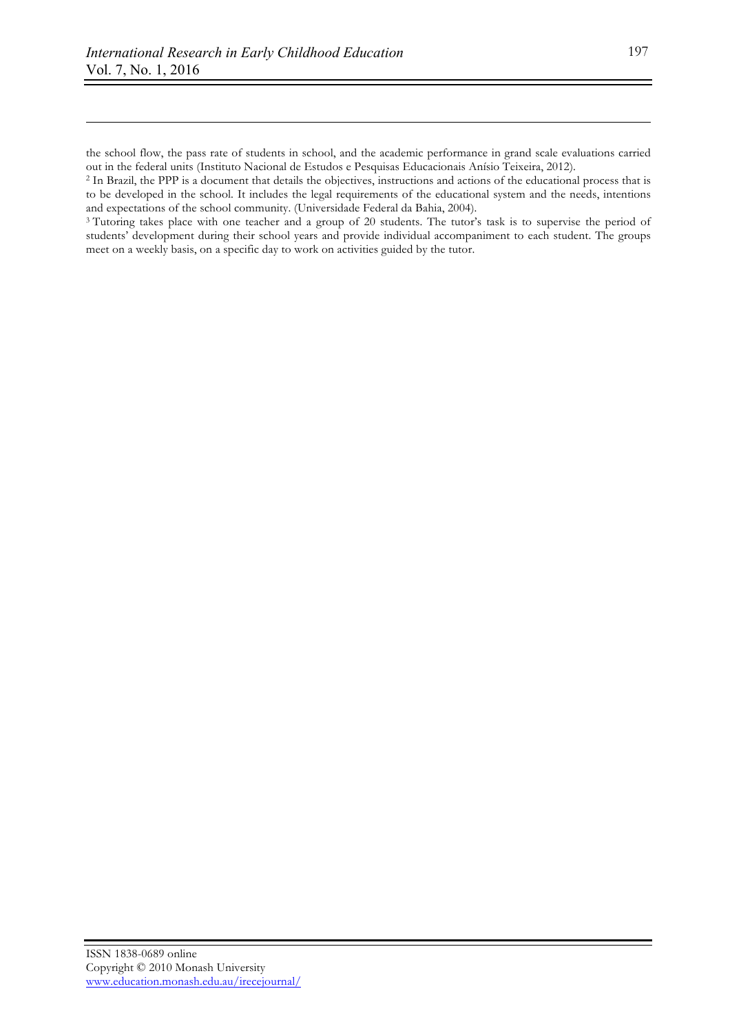the school flow, the pass rate of students in school, and the academic performance in grand scale evaluations carried out in the federal units (Instituto Nacional de Estudos e Pesquisas Educacionais Anísio Teixeira, 2012).

[2] In Brazil, the PPP is a document that details the objectives, instructions and actions of the educational process that is to be developed in the school. It includes the legal requirements of the educational system and the needs, intentions and expectations of the school community. (Universidade Federal da Bahia, 2004).

[3] Tutoring takes place with one teacher and a group of 20 students. The tutor's task is to supervise the period of students' development during their school years and provide individual accompaniment to each student. The groups meet on a weekly basis, on a specific day to work on activities guided by the tutor.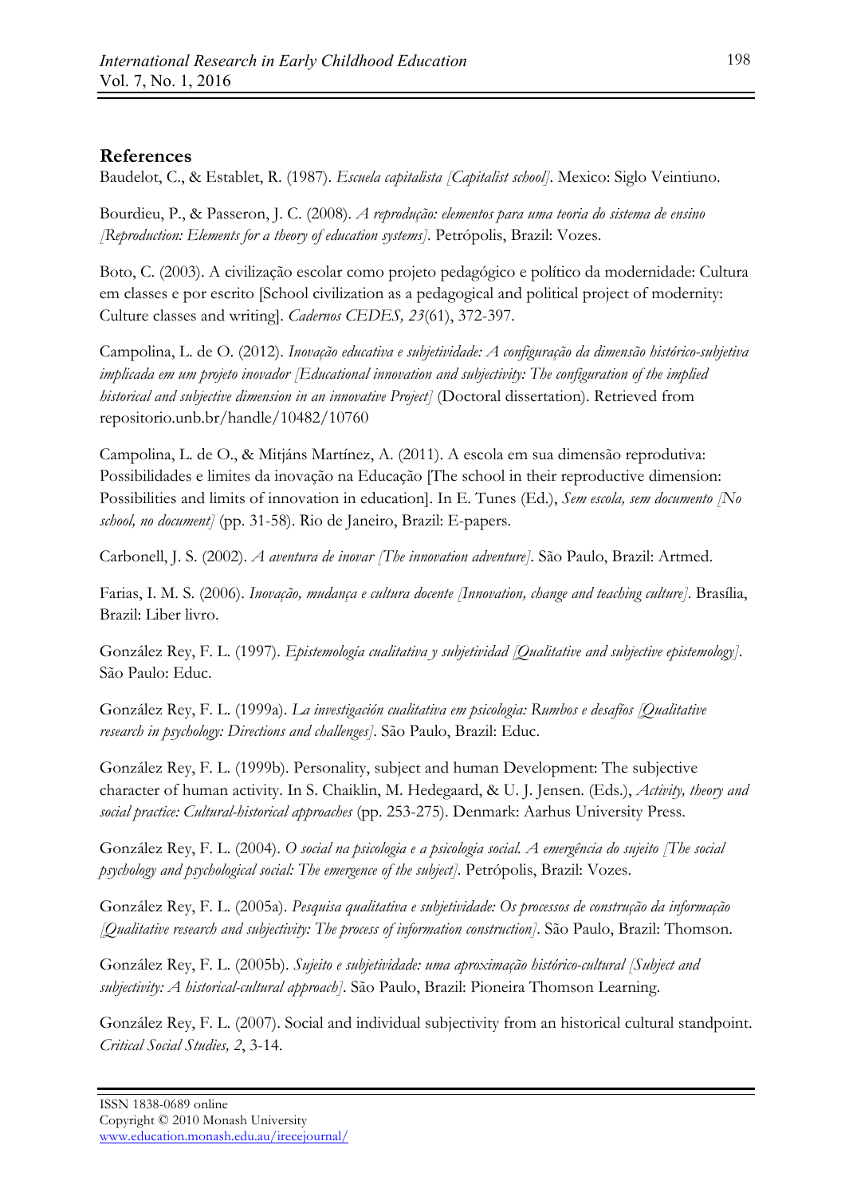## References

Baudelot, C., & Establet, R. (1987). *Escuela capitalista [Capitalist school]*. Mexico: Siglo Veintiuno.

Bourdieu, P., & Passeron, J. C. (2008). *A reprodução: elementos para uma teoria do sistema de ensino [Reproduction: Elements for a theory of education systems]*. Petrópolis, Brazil: Vozes.

Boto, C. (2003). A civilização escolar como projeto pedagógico e político da modernidade: Cultura em classes e por escrito [School civilization as a pedagogical and political project of modernity: Culture classes and writing]. *Cadernos CEDES, 23*(61), 372-397.

Campolina, L. de O. (2012). *Inovação educativa e subjetividade: A configuração da dimensão histórico-subjetiva implicada em um projeto inovador [Educational innovation and subjectivity: The configuration of the implied historical and subjective dimension in an innovative Project]* (Doctoral dissertation). Retrieved from repositorio.unb.br/handle/10482/10760

Campolina, L. de O., & Mitjáns Martínez, A. (2011). A escola em sua dimensão reprodutiva: Possibilidades e limites da inovação na Educação [The school in their reproductive dimension: Possibilities and limits of innovation in education]. In E. Tunes (Ed.), *Sem escola, sem documento [No school, no document]* (pp. 31-58). Rio de Janeiro, Brazil: E-papers.

Carbonell, J. S. (2002). *A aventura de inovar [The innovation adventure]*. São Paulo, Brazil: Artmed.

Farias, I. M. S. (2006). *Inovação, mudança e cultura docente [Innovation, change and teaching culture]*. Brasília, Brazil: Liber livro.

González Rey, F. L. (1997). *Epistemología cualitativa y subjetividad [Qualitative and subjective epistemology]*. São Paulo: Educ.

González Rey, F. L. (1999a). *La investigación cualitativa em psicologia: Rumbos e desafíos [Qualitative research in psychology: Directions and challenges]*. São Paulo, Brazil: Educ.

González Rey, F. L. (1999b). Personality, subject and human Development: The subjective character of human activity. In S. Chaiklin, M. Hedegaard, & U. J. Jensen. (Eds.), *Activity, theory and social practice: Cultural-historical approaches* (pp. 253-275). Denmark: Aarhus University Press.

González Rey, F. L. (2004). *O social na psicologia e a psicologia social. A emergência do sujeito [The social psychology and psychological social: The emergence of the subject]*. Petrópolis, Brazil: Vozes.

González Rey, F. L. (2005a). *Pesquisa qualitativa e subjetividade: Os processos de construção da informação [Qualitative research and subjectivity: The process of information construction]*. São Paulo, Brazil: Thomson.

González Rey, F. L. (2005b). *Sujeito e subjetividade: uma aproximação histórico-cultural [Subject and subjectivity: A historical-cultural approach]*. São Paulo, Brazil: Pioneira Thomson Learning.

González Rey, F. L. (2007). Social and individual subjectivity from an historical cultural standpoint. *Critical Social Studies, 2*, 3-14.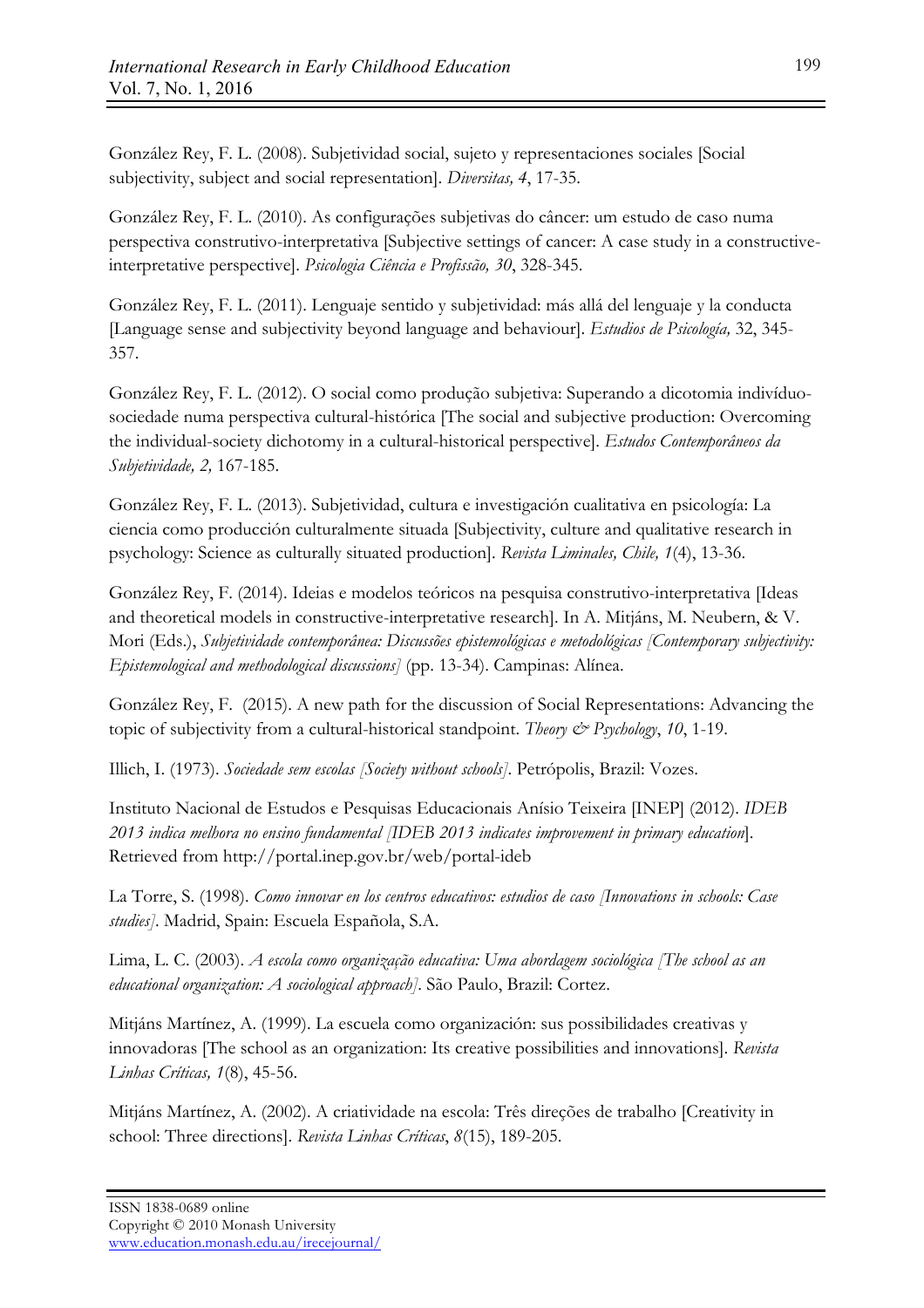González Rey, F. L. (2008). Subjetividad social, sujeto y representaciones sociales [Social subjectivity, subject and social representation]. *Diversitas, 4*, 17-35.

González Rey, F. L. (2010). As configurações subjetivas do câncer: um estudo de caso numa perspectiva construtivo-interpretativa [Subjective settings of cancer: A case study in a constructive-interpretative perspective]. *Psicologia Ciência e Profissão, 30*, 328-345.

González Rey, F. L. (2011). Lenguaje sentido y subjetividad: más allá del lenguaje y la conducta [Language sense and subjectivity beyond language and behaviour]. *Estudios de Psicología,* 32, 345-357.

González Rey, F. L. (2012). O social como produção subjetiva: Superando a dicotomia indivíduo-sociedade numa perspectiva cultural-histórica [The social and subjective production: Overcoming the individual-society dichotomy in a cultural-historical perspective]. *Estudos Contemporâneos da Subjetividade, 2,* 167-185.

González Rey, F. L. (2013). Subjetividad, cultura e investigación cualitativa en psicología: La ciencia como producción culturalmente situada [Subjectivity, culture and qualitative research in psychology: Science as culturally situated production]. *Revista Liminales, Chile, 1*(4), 13-36.

González Rey, F. (2014). Ideias e modelos teóricos na pesquisa construtivo-interpretativa [Ideas and theoretical models in constructive-interpretative research]. In A. Mitjáns, M. Neubern, & V. Mori (Eds.), *Subjetividade contemporânea: Discussões epistemológicas e metodológicas [Contemporary subjectivity: Epistemological and methodological discussions]* (pp. 13-34). Campinas: Alínea.

González Rey, F. (2015). A new path for the discussion of Social Representations: Advancing the topic of subjectivity from a cultural-historical standpoint. *Theory & Psychology*, *10*, 1-19.

Illich, I. (1973). *Sociedade sem escolas [Society without schools]*. Petrópolis, Brazil: Vozes.

Instituto Nacional de Estudos e Pesquisas Educacionais Anísio Teixeira [INEP] (2012). *IDEB 2013 indica melhora no ensino fundamental [IDEB 2013 indicates improvement in primary education*]. Retrieved from http://portal.inep.gov.br/web/portal-ideb

La Torre, S. (1998). *Como innovar en los centros educativos: estudios de caso [Innovations in schools: Case studies]*. Madrid, Spain: Escuela Española, S.A.

Lima, L. C. (2003). *A escola como organização educativa: Uma abordagem sociológica [The school as an educational organization: A sociological approach]*. São Paulo, Brazil: Cortez.

Mitjáns Martínez, A. (1999). La escuela como organización: sus possibilidades creativas y innovadoras [The school as an organization: Its creative possibilities and innovations]. *Revista Linhas Críticas, 1*(8), 45-56.

Mitjáns Martínez, A. (2002). A criatividade na escola: Três direções de trabalho [Creativity in school: Three directions]. *Revista Linhas Críticas*, *8*(15), 189-205.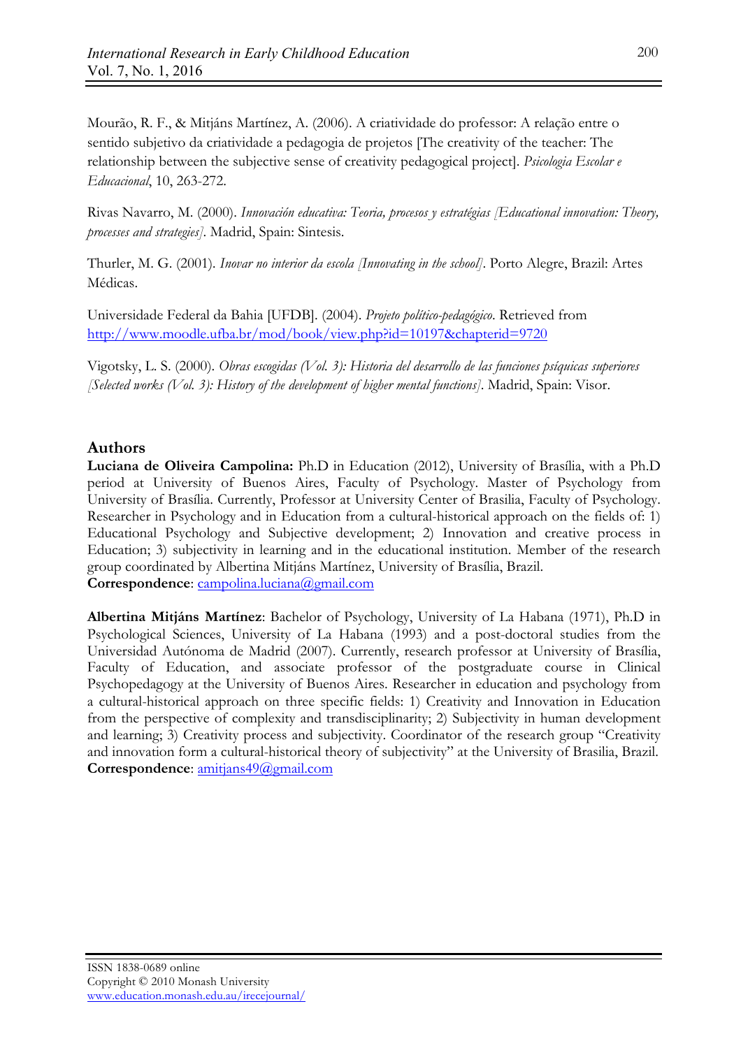Mourão, R. F., & Mitjáns Martínez, A. (2006). A criatividade do professor: A relação entre o sentido subjetivo da criatividade a pedagogia de projetos [The creativity of the teacher: The relationship between the subjective sense of creativity pedagogical project]. *Psicologia Escolar e Educacional*, 10, 263-272.

Rivas Navarro, M. (2000). *Innovación educativa: Teoria, procesos y estratégias [Educational innovation: Theory, processes and strategies]*. Madrid, Spain: Sintesis.

Thurler, M. G. (2001). *Inovar no interior da escola [Innovating in the school]*. Porto Alegre, Brazil: Artes Médicas.

Universidade Federal da Bahia [UFDB]. (2004). *Projeto político-pedagógico*. Retrieved from http://www.moodle.ufba.br/mod/book/view.php?id=10197&chapterid=9720

Vigotsky, L. S. (2000). *Obras escogidas (Vol. 3): Historia del desarrollo de las funciones psíquicas superiores [Selected works (Vol. 3): History of the development of higher mental functions]*. Madrid, Spain: Visor.

## Authors

**Luciana de Oliveira Campolina:** Ph.D in Education (2012), University of Brasília, with a Ph.D period at University of Buenos Aires, Faculty of Psychology. Master of Psychology from University of Brasília. Currently, Professor at University Center of Brasilia, Faculty of Psychology. Researcher in Psychology and in Education from a cultural-historical approach on the fields of: 1) Educational Psychology and Subjective development; 2) Innovation and creative process in Education; 3) subjectivity in learning and in the educational institution. Member of the research group coordinated by Albertina Mitjáns Martínez, University of Brasília, Brazil.
**Correspondence**: campolina.luciana@gmail.com

**Albertina Mitjáns Martínez**: Bachelor of Psychology, University of La Habana (1971), Ph.D in Psychological Sciences, University of La Habana (1993) and a post-doctoral studies from the Universidad Autónoma de Madrid (2007). Currently, research professor at University of Brasília, Faculty of Education, and associate professor of the postgraduate course in Clinical Psychopedagogy at the University of Buenos Aires. Researcher in education and psychology from a cultural-historical approach on three specific fields: 1) Creativity and Innovation in Education from the perspective of complexity and transdisciplinarity; 2) Subjectivity in human development and learning; 3) Creativity process and subjectivity. Coordinator of the research group "Creativity and innovation form a cultural-historical theory of subjectivity" at the University of Brasilia, Brazil.
**Correspondence**: amitjans49@gmail.com